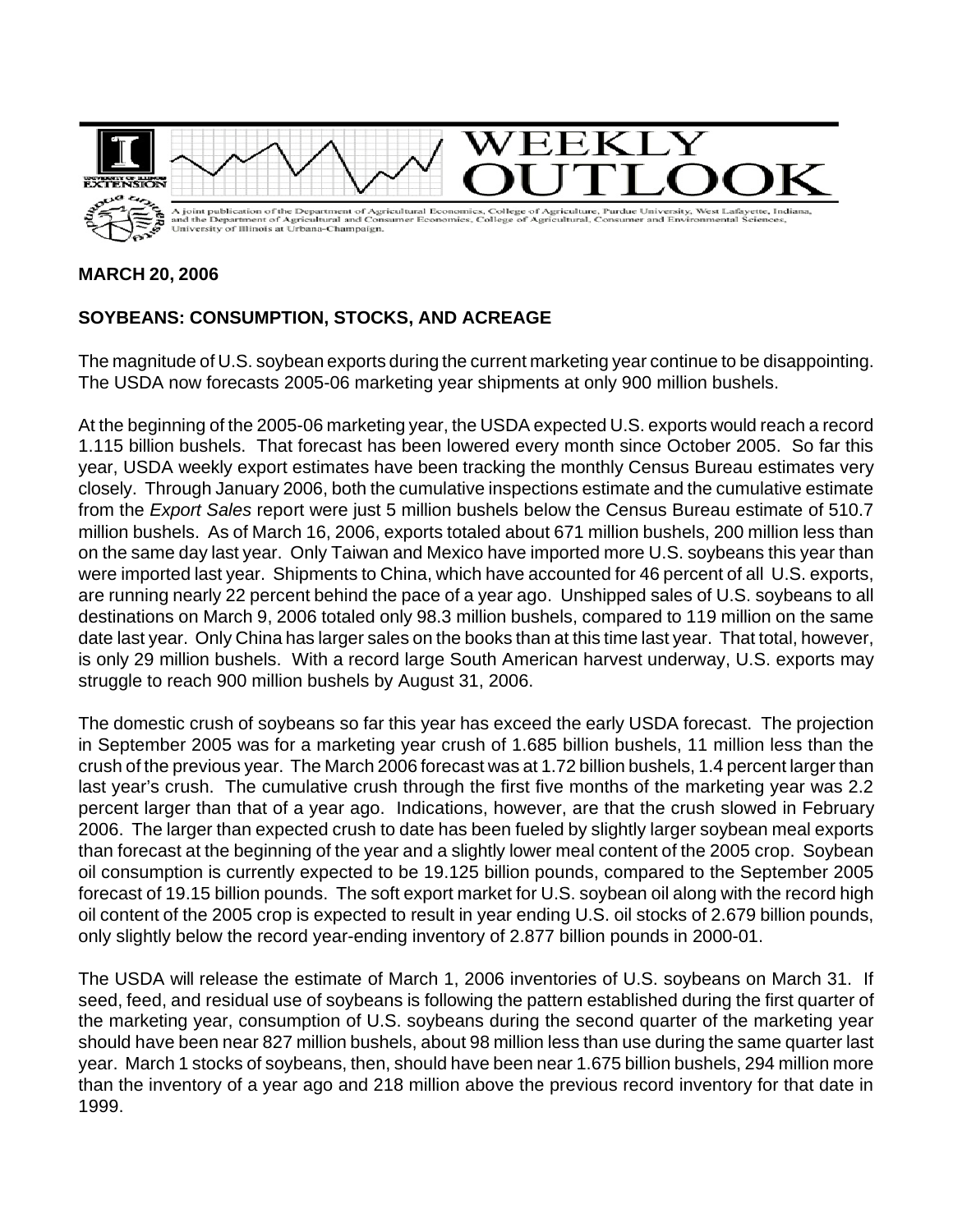# WEEKLY OUTLOOK

A joint publication of the Department of Agricultural Economics, College of Agriculture, Purdue University, West Lafayette, Indiana, and the Department of Agricultural and Consumer Economics, College of Agricultural, Consumer and Environmental Sciences, University of Illinois at Urbana-Champaign.

**MARCH 20, 2006**

## SOYBEANS: CONSUMPTION, STOCKS, AND ACREAGE

The magnitude of U.S. soybean exports during the current marketing year continue to be disappointing. The USDA now forecasts 2005-06 marketing year shipments at only 900 million bushels.

At the beginning of the 2005-06 marketing year, the USDA expected U.S. exports would reach a record 1.115 billion bushels. That forecast has been lowered every month since October 2005. So far this year, USDA weekly export estimates have been tracking the monthly Census Bureau estimates very closely. Through January 2006, both the cumulative inspections estimate and the cumulative estimate from the *Export Sales* report were just 5 million bushels below the Census Bureau estimate of 510.7 million bushels. As of March 16, 2006, exports totaled about 671 million bushels, 200 million less than on the same day last year. Only Taiwan and Mexico have imported more U.S. soybeans this year than were imported last year. Shipments to China, which have accounted for 46 percent of all U.S. exports, are running nearly 22 percent behind the pace of a year ago. Unshipped sales of U.S. soybeans to all destinations on March 9, 2006 totaled only 98.3 million bushels, compared to 119 million on the same date last year. Only China has larger sales on the books than at this time last year. That total, however, is only 29 million bushels. With a record large South American harvest underway, U.S. exports may struggle to reach 900 million bushels by August 31, 2006.

The domestic crush of soybeans so far this year has exceed the early USDA forecast. The projection in September 2005 was for a marketing year crush of 1.685 billion bushels, 11 million less than the crush of the previous year. The March 2006 forecast was at 1.72 billion bushels, 1.4 percent larger than last year's crush. The cumulative crush through the first five months of the marketing year was 2.2 percent larger than that of a year ago. Indications, however, are that the crush slowed in February 2006. The larger than expected crush to date has been fueled by slightly larger soybean meal exports than forecast at the beginning of the year and a slightly lower meal content of the 2005 crop. Soybean oil consumption is currently expected to be 19.125 billion pounds, compared to the September 2005 forecast of 19.15 billion pounds. The soft export market for U.S. soybean oil along with the record high oil content of the 2005 crop is expected to result in year ending U.S. oil stocks of 2.679 billion pounds, only slightly below the record year-ending inventory of 2.877 billion pounds in 2000-01.

The USDA will release the estimate of March 1, 2006 inventories of U.S. soybeans on March 31. If seed, feed, and residual use of soybeans is following the pattern established during the first quarter of the marketing year, consumption of U.S. soybeans during the second quarter of the marketing year should have been near 827 million bushels, about 98 million less than use during the same quarter last year. March 1 stocks of soybeans, then, should have been near 1.675 billion bushels, 294 million more than the inventory of a year ago and 218 million above the previous record inventory for that date in 1999.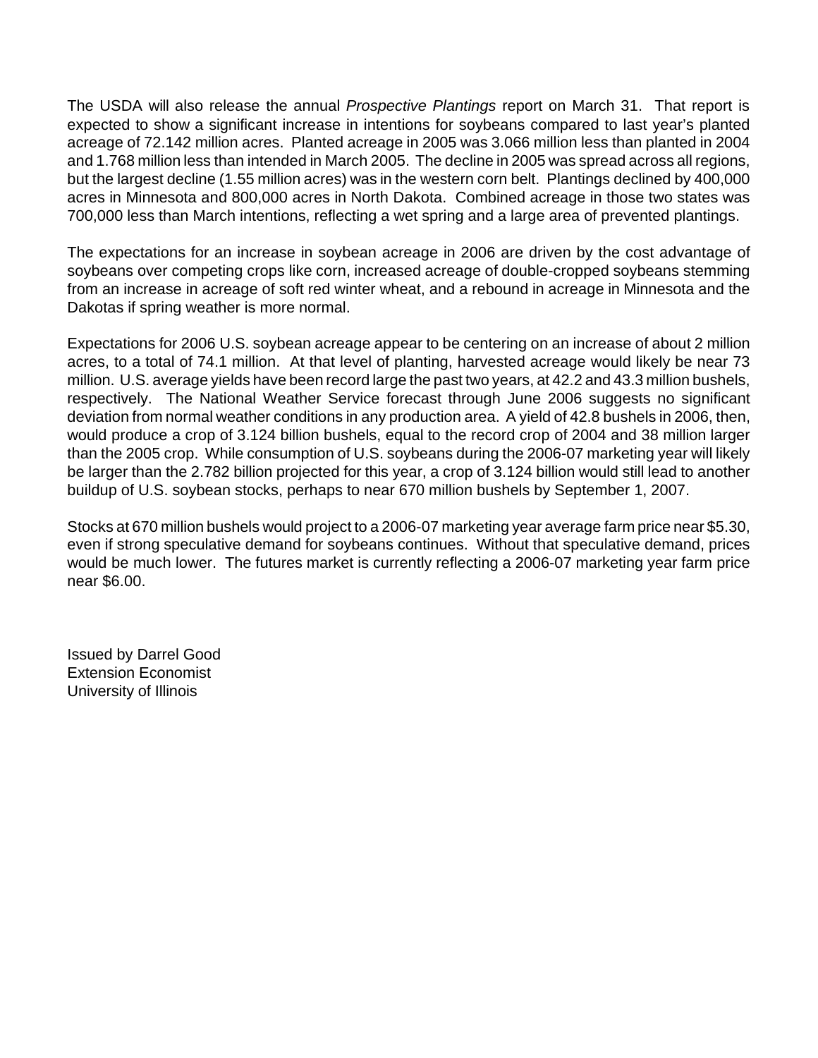The USDA will also release the annual *Prospective Plantings* report on March 31. That report is expected to show a significant increase in intentions for soybeans compared to last year's planted acreage of 72.142 million acres. Planted acreage in 2005 was 3.066 million less than planted in 2004 and 1.768 million less than intended in March 2005. The decline in 2005 was spread across all regions, but the largest decline (1.55 million acres) was in the western corn belt. Plantings declined by 400,000 acres in Minnesota and 800,000 acres in North Dakota. Combined acreage in those two states was 700,000 less than March intentions, reflecting a wet spring and a large area of prevented plantings.

The expectations for an increase in soybean acreage in 2006 are driven by the cost advantage of soybeans over competing crops like corn, increased acreage of double-cropped soybeans stemming from an increase in acreage of soft red winter wheat, and a rebound in acreage in Minnesota and the Dakotas if spring weather is more normal.

Expectations for 2006 U.S. soybean acreage appear to be centering on an increase of about 2 million acres, to a total of 74.1 million. At that level of planting, harvested acreage would likely be near 73 million. U.S. average yields have been record large the past two years, at 42.2 and 43.3 million bushels, respectively. The National Weather Service forecast through June 2006 suggests no significant deviation from normal weather conditions in any production area. A yield of 42.8 bushels in 2006, then, would produce a crop of 3.124 billion bushels, equal to the record crop of 2004 and 38 million larger than the 2005 crop. While consumption of U.S. soybeans during the 2006-07 marketing year will likely be larger than the 2.782 billion projected for this year, a crop of 3.124 billion would still lead to another buildup of U.S. soybean stocks, perhaps to near 670 million bushels by September 1, 2007.

Stocks at 670 million bushels would project to a 2006-07 marketing year average farm price near $5.30, even if strong speculative demand for soybeans continues. Without that speculative demand, prices would be much lower. The futures market is currently reflecting a 2006-07 marketing year farm price near $6.00.

Issued by Darrel Good
Extension Economist
University of Illinois